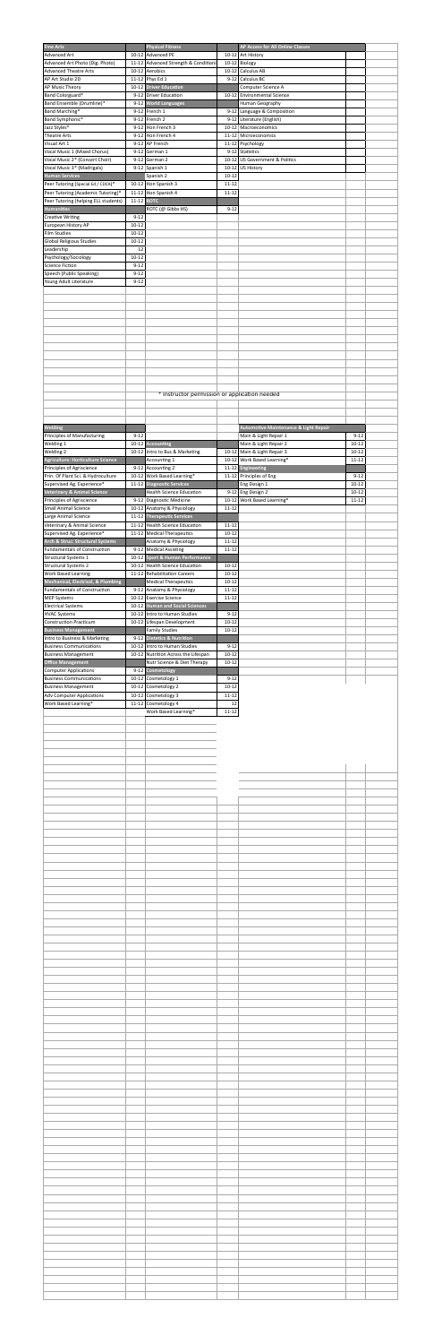| Fine Arts | | Physical Fitness | | AP Access for All Online Classes | |
|---|---|---|---|---|---|
| Advanced Art | 10-12 | Advanced PE | 10-12 | Art History | |
| Advanced Art Photo (Dig. Photo) | 11-12 | Advanced Strength & Conditioning | 10-12 | Biology | |
| Advanced Theatre Arts | 10-12 | Aerobics | 10-12 | Calculus AB | |
| AP Art Studio 2D | 11-12 | Phys Ed 1 | 9-12 | Calculus BC | |
| AP Music Theory | 10-12 | **Driver Education** | | Computer Science A | |
| Band Colorguard* | 9-12 | Driver Education | 10-12 | Environmental Science | |
| Band Ensemble (Drumline)* | 9-12 | **World Languages** | | Human Geography | |
| Band Marching* | 9-12 | French 1 | 9-12 | Language & Composition | |
| Band Symphonic* | 9-12 | French 2 | 9-12 | Literature (English) | |
| Jazz Styles* | 9-12 | Hon French 3 | 10-12 | Macroeconomics | |
| Theatre Arts | 9-12 | Hon French 4 | 11-12 | Microeconomics | |
| Visual Art 1 | 9-12 | AP French | 11-12 | Psychology | |
| Vocal Music 1 (Mixed Chorus) | 9-12 | German 1 | 9-12 | Statistics | |
| Vocal Music 2* (Concert Choir) | 9-12 | German 2 | 10-12 | US Government & Politics | |
| Vocal Music 3* (Madrigals) | 9-12 | Spanish 1 | 10-12 | US History | |
| **Human Services** | | Spanish 2 | 10-12 | | |
| Peer Tutoring (Special Ed / CDCA)* | 10-12 | Hon Spanish 3 | 11-12 | | |
| Peer Tutoring (Academic Tutoring)* | 11-12 | Hon Spanish 4 | 11-12 | | |
| Peer Tutoring (helping ELL students) | 11-12 | **ROTC** | | | |
| **Humanities** | | ROTC (@ Gibbs HS) | 9-12 | | |
| Creative Writing | 9-12 | | | | |
| European History AP | 10-12 | | | | |
| Film Studies | 10-12 | | | | |
| Global Religious Studies | 10-12 | | | | |
| Leadership | 12 | | | | |
| Psychology/Sociology | 10-12 | | | | |
| Science Fiction | 9-12 | | | | |
| Speech (Public Speaking) | 9-12 | | | | |
| Young Adult Literature | 9-12 | | | | |

\* Instructor permission or application needed

| Welding | | | | Automotive Maintenance & Light Repair | |
|---|---|---|---|---|---|
| Principles of Manufacturing | 9-12 | | | Main & Light Repair 1 | 9-12 |
| Welding 1 | 10-12 | **Accounting** | | Main & Light Repair 2 | 10-12 |
| Welding 2 | 10-12 | Intro to Bus & Marketing | 10-12 | Main & Light Repair 3 | 10-12 |
| **Agriculture: Horticulture Science** | | Accounting 1 | 10-12 | Work Based Learning* | 11-12 |
| Principles of Agriscience | 9-12 | Accounting 2 | 11-12 | **Engineering** | |
| Prin. Of Plant Sci. & Hydroculture | 10-12 | Work Based Learning* | 11-12 | Principles of Eng | 9-12 |
| Supervised Ag. Experience* | 11-12 | **Diagnostic Services** | | Eng Design 1 | 10-12 |
| **Veterinary & Animal Science** | | Health Science Education | 9-12 | Eng Design 2 | 10-12 |
| Principles of Agriscience | 9-12 | Diagnostic Medicine | 10-12 | Work Based Learning* | 11-12 |
| Small Animal Science | 10-12 | Anatomy & Physiology | 11-12 | | |
| Large Animal Science | 11-12 | **Therapeutic Services** | | | |
| Veterinary & Animal Science | 11-12 | Health Science Education | 11-12 | | |
| Supervised Ag. Experience* | 11-12 | Medical Therapeutics | 10-12 | | |
| **Arch & Struc: Structural Systems** | | Anatomy & Physiology | 11-12 | | |
| Fundamentals of Construction | 9-12 | Medical Assisting | 11-12 | | |
| Structural Systems 1 | 10-12 | **Sport & Human Performance** | | | |
| Structural Systems 2 | 10-12 | Health Science Education | 10-12 | | |
| Work Based Learning | 11-12 | Rehabilitation Careers | 10-12 | | |
| **Mechanical, Electrical, & Plumbing** | | Medical Therapeutics | 10-12 | | |
| Fundamentals of Construction | 9-12 | Anatomy & Physiology | 11-12 | | |
| MEP Systems | 10-12 | Exercise Science | 11-12 | | |
| Electrical Systems | 10-12 | **Human and Social Sciences** | | | |
| HVAC Systems | 10-12 | Intro to Human Studies | 9-12 | | |
| Construction Practicum | 10-12 | Lifespan Development | 10-12 | | |
| **Business Management** | | Family Studies | 10-12 | | |
| Intro to Business & Marketing | 9-12 | **Dietetics & Nutrition** | | | |
| Business Communications | 10-12 | Intro to Human Studies | 9-12 | | |
| Business Management | 10-12 | Nutrition Across the Lifespan | 10-12 | | |
| **Office Management** | | Nutr Science & Diet Therapy | 10-12 | | |
| Computer Applications | 9-12 | **Cosmetology** | | | |
| Business Communications | 10-12 | Cosmetology 1 | 9-12 | | |
| Business Management | 10-12 | Cosmetology 2 | 10-12 | | |
| Adv Computer Applications | 10-12 | Cosmetology 3 | 11-12 | | |
| Work Based Learning* | 11-12 | Cosmetology 4 | 12 | | |
| | | Work Based Learning* | 11-12 | | |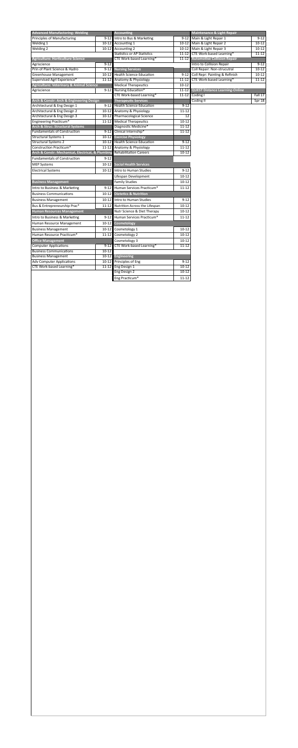| Advanced Manufacturing: Welding | |
|---|---|
| Principles of Manufacturing | 9-12 |
| Welding 1 | 10-12 |
| Welding 2 | 10-12 |
| **Agriculture: Horticulture Science** | |
| Agriscience | 9-12 |
| Prin of Plant Science & Hydro | 9-12 |
| Greenhouse Management | 10-12 |
| Supervised Agrl Experience* | 11-12 |
| **Agriculture: Veterinary & Animal Science** | |
| Agriscience | 9-12 |
| **Arch & Constr: Arch & Engineering Design** | |
| Architectural & Eng Design 1 | 9-12 |
| Architectural & Eng Design 2 | 10-12 |
| Architectural & Eng Design 3 | 10-12 |
| Engineering Practicum* | 11-12 |
| **Arch & Struc: Structural Systems** | |
| Fundamentals of Construction | 9-12 |
| Structural Systems 1 | 10-12 |
| Structural Systems 2 | 10-12 |
| Construction Practicum* | 11-12 |
| **Arch & Constr: Mechanical, Electrical, & Plumbing** | |
| Fundamentals of Construction | 9-12 |
| MEP Systems | 10-12 |
| Electrical Systems | 10-12 |
| **Business Management** | |
| Intro to Business & Marketing | 9-12 |
| Business Communications | 10-12 |
| Business Management | 10-12 |
| Bus & Entrepreneurship Prac* | 11-12 |
| **Human Resources Management** | |
| Intro to Business & Marketing | 9-12 |
| Human Resource Management | 10-12 |
| Business Management | 10-12 |
| Human Resource Practicum* | 11-12 |
| **Office Management** | |
| Computer Applications | 9-12 |
| Business Communications | 10-12 |
| Business Management | 10-12 |
| Adv Computer Applications | 10-12 |
| CTE Work-based Learning* | 11-12 |

| Accounting | |
|---|---|
| Intro to Bus & Marketing | 9-12 |
| Accounting 1 | 10-12 |
| Accounting 2 | 10-12 |
| Statistics or AP Statistics | 11-12 |
| CTE Work-based Learning* | 11-12 |
| **Nursing Services** | |
| Health Science Education | 9-12 |
| Anatomy & Physiology | 11-12 |
| Medical Therapeutics | 10-12 |
| Nursing Education* | 11-12 |
| CTE Work-based Learning* | 11-12 |
| **Therapeutic Services** | |
| Health Science Education | 9-12 |
| Anatomy & Physiology | 11-12 |
| Pharmacological Science | 12 |
| Medical Therapeutics | 10-12 |
| Diagnostic Medicine* | 11-12 |
| Clinical Internship* | 11-12 |
| **Exercise Physiology** | |
| Health Science Education | 9-12 |
| Anatomy & Physiology | 11-12 |
| Rehabilitation Careers | 10-12 |
| **Social Health Services** | |
| Intro to Human Studies | 9-12 |
| Lifespan Development | 10-12 |
| Family Studies | 10-12 |
| Human Services Practicum* | 11-12 |
| **Dietetics & Nutrition** | |
| Intro to Human Studies | 9-12 |
| Nutrition Across the Lifespan | 10-12 |
| Nutr Science & Diet Therapy | 10-12 |
| Human Services Practicum* | 11-12 |
| **Cosmetology** | |
| Cosmetology 1 | 10-12 |
| Cosmetology 2 | 10-12 |
| Cosmetology 3 | 10-12 |
| CTE Work-based Learning* | 11-12 |
| **Engineering** | |
| Principles of Eng | 9-12 |
| Eng Design 1 | 10-12 |
| Eng Design 2 | 10-12 |
| Eng Practicum* | 11-12 |

| Maintenance & Light Repair | |
|---|---|
| Main & Light Repair 1 | 9-12 |
| Main & Light Repair 2 | 10-12 |
| Main & Light Repair 3 | 10-12 |
| CTE Work-based Learning* | 11-12 |
| **Automotive Collision Repair** | |
| Intro to Collision Repair | 9-12 |
| Coll Repair: Non-strucutral | 10-12 |
| Coll Repr: Painting & Refinish | 10-12 |
| CTE Work-based Learning* | 11-12 |
| **QUEST Distance Learning-Online** | |
| Coding I | Fall 17 |
| Coding II | Spr 18 |